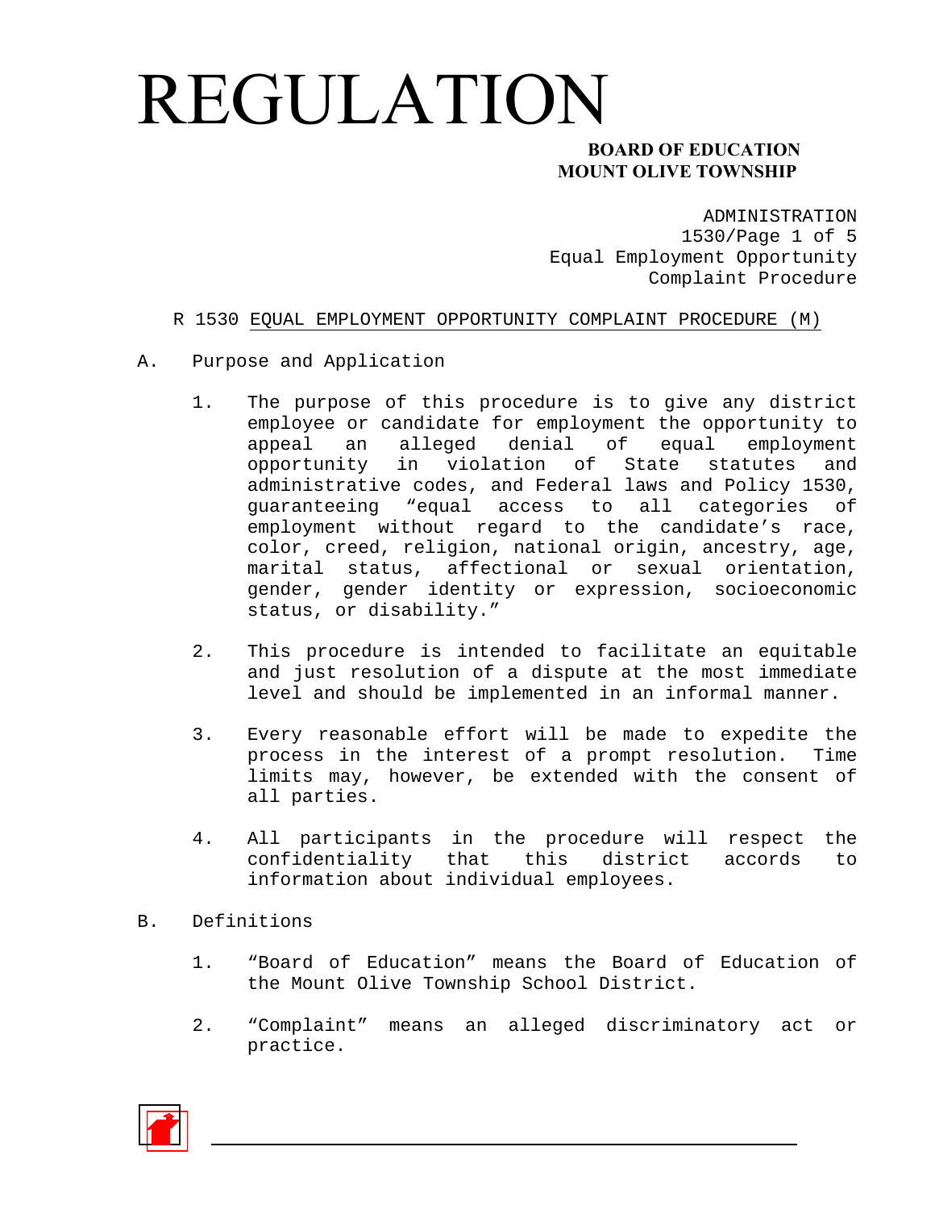# REGULATION

**BOARD OF EDUCATION**
**MOUNT OLIVE TOWNSHIP**

ADMINISTRATION
1530/Page 1 of 5
Equal Employment Opportunity
Complaint Procedure

## R 1530 EQUAL EMPLOYMENT OPPORTUNITY COMPLAINT PROCEDURE (M)

A. Purpose and Application

1. The purpose of this procedure is to give any district employee or candidate for employment the opportunity to appeal an alleged denial of equal employment opportunity in violation of State statutes and administrative codes, and Federal laws and Policy 1530, guaranteeing "equal access to all categories of employment without regard to the candidate's race, color, creed, religion, national origin, ancestry, age, marital status, affectional or sexual orientation, gender, gender identity or expression, socioeconomic status, or disability."

2. This procedure is intended to facilitate an equitable and just resolution of a dispute at the most immediate level and should be implemented in an informal manner.

3. Every reasonable effort will be made to expedite the process in the interest of a prompt resolution. Time limits may, however, be extended with the consent of all parties.

4. All participants in the procedure will respect the confidentiality that this district accords to information about individual employees.

B. Definitions

1. "Board of Education" means the Board of Education of the Mount Olive Township School District.

2. "Complaint" means an alleged discriminatory act or practice.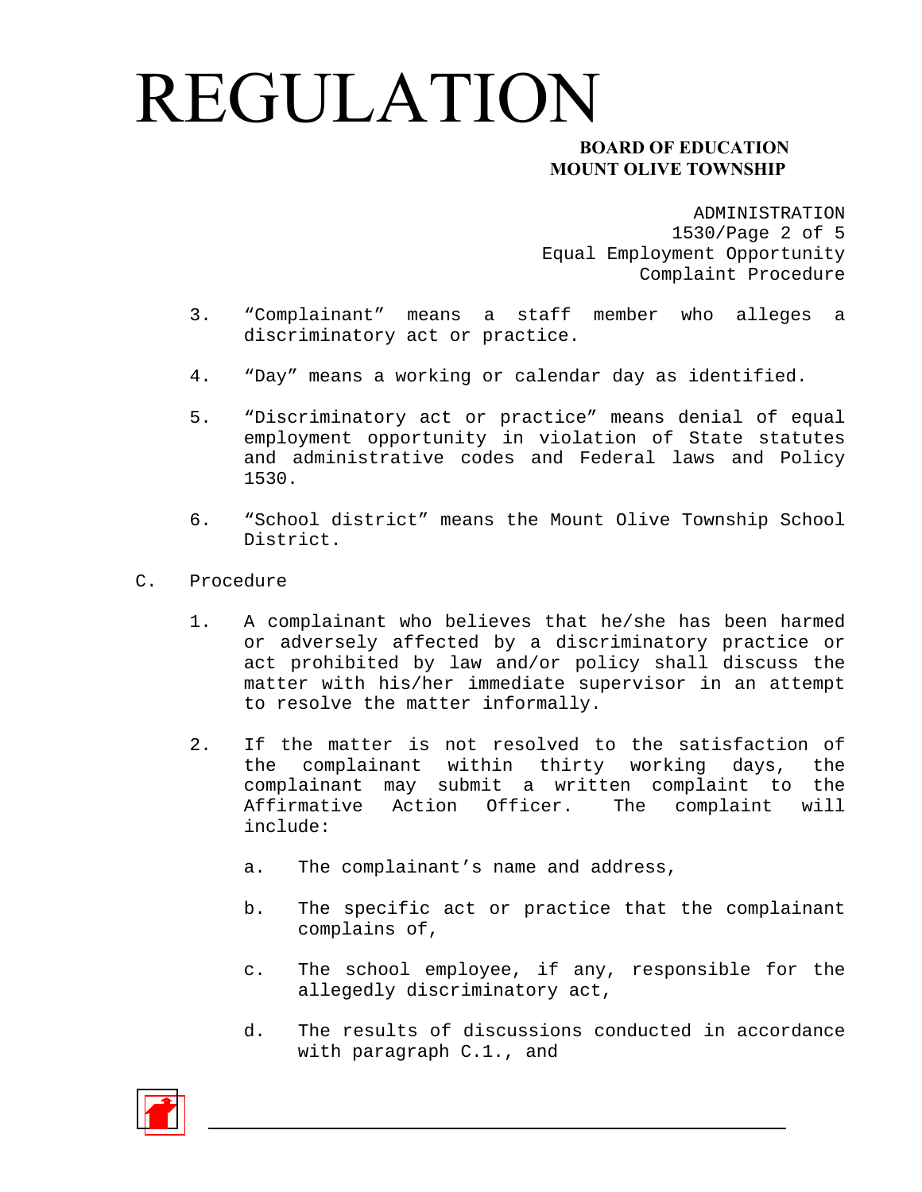3. “Complainant” means a staff member who alleges a discriminatory act or practice.

4. “Day” means a working or calendar day as identified.

5. “Discriminatory act or practice” means denial of equal employment opportunity in violation of State statutes and administrative codes and Federal laws and Policy 1530.

6. “School district” means the Mount Olive Township School District.

C. Procedure

1. A complainant who believes that he/she has been harmed or adversely affected by a discriminatory practice or act prohibited by law and/or policy shall discuss the matter with his/her immediate supervisor in an attempt to resolve the matter informally.

2. If the matter is not resolved to the satisfaction of the complainant within thirty working days, the complainant may submit a written complaint to the Affirmative Action Officer. The complaint will include:

   a. The complainant’s name and address,

   b. The specific act or practice that the complainant complains of,

   c. The school employee, if any, responsible for the allegedly discriminatory act,

   d. The results of discussions conducted in accordance with paragraph C.1., and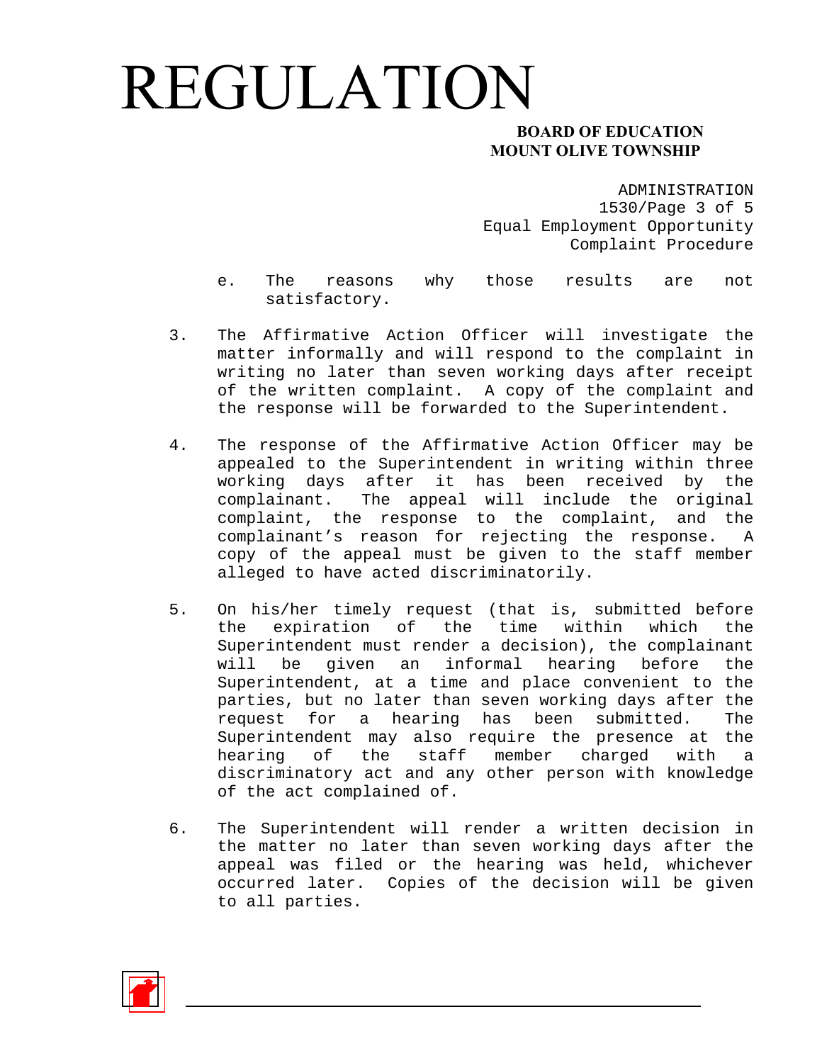e. The reasons why those results are not satisfactory.

3. The Affirmative Action Officer will investigate the matter informally and will respond to the complaint in writing no later than seven working days after receipt of the written complaint. A copy of the complaint and the response will be forwarded to the Superintendent.

4. The response of the Affirmative Action Officer may be appealed to the Superintendent in writing within three working days after it has been received by the complainant. The appeal will include the original complaint, the response to the complaint, and the complainant's reason for rejecting the response. A copy of the appeal must be given to the staff member alleged to have acted discriminatorily.

5. On his/her timely request (that is, submitted before the expiration of the time within which the Superintendent must render a decision), the complainant will be given an informal hearing before the Superintendent, at a time and place convenient to the parties, but no later than seven working days after the request for a hearing has been submitted. The Superintendent may also require the presence at the hearing of the staff member charged with a discriminatory act and any other person with knowledge of the act complained of.

6. The Superintendent will render a written decision in the matter no later than seven working days after the appeal was filed or the hearing was held, whichever occurred later. Copies of the decision will be given to all parties.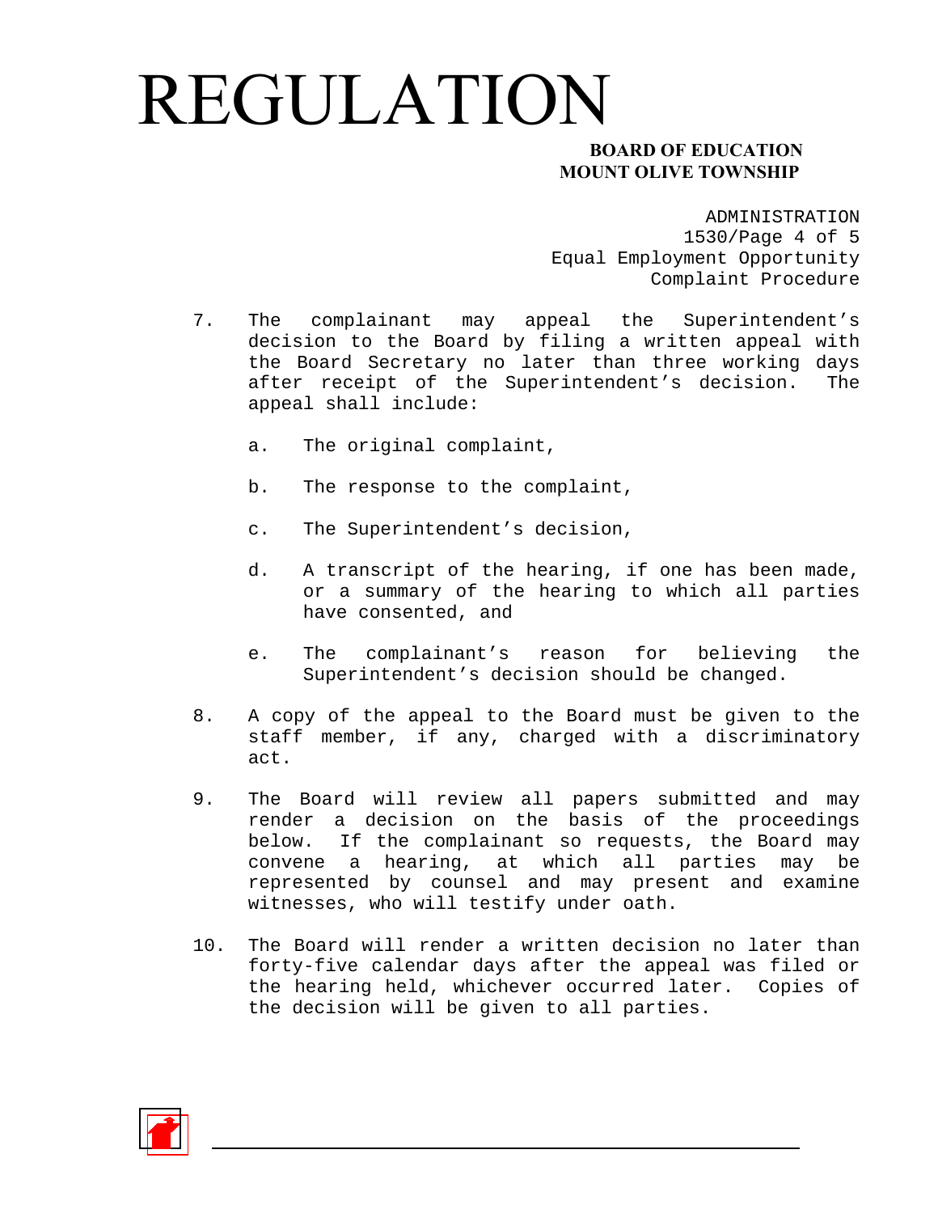7. The complainant may appeal the Superintendent's decision to the Board by filing a written appeal with the Board Secretary no later than three working days after receipt of the Superintendent's decision. The appeal shall include:

   a. The original complaint,

   b. The response to the complaint,

   c. The Superintendent's decision,

   d. A transcript of the hearing, if one has been made, or a summary of the hearing to which all parties have consented, and

   e. The complainant's reason for believing the Superintendent's decision should be changed.

8. A copy of the appeal to the Board must be given to the staff member, if any, charged with a discriminatory act.

9. The Board will review all papers submitted and may render a decision on the basis of the proceedings below. If the complainant so requests, the Board may convene a hearing, at which all parties may be represented by counsel and may present and examine witnesses, who will testify under oath.

10. The Board will render a written decision no later than forty-five calendar days after the appeal was filed or the hearing held, whichever occurred later. Copies of the decision will be given to all parties.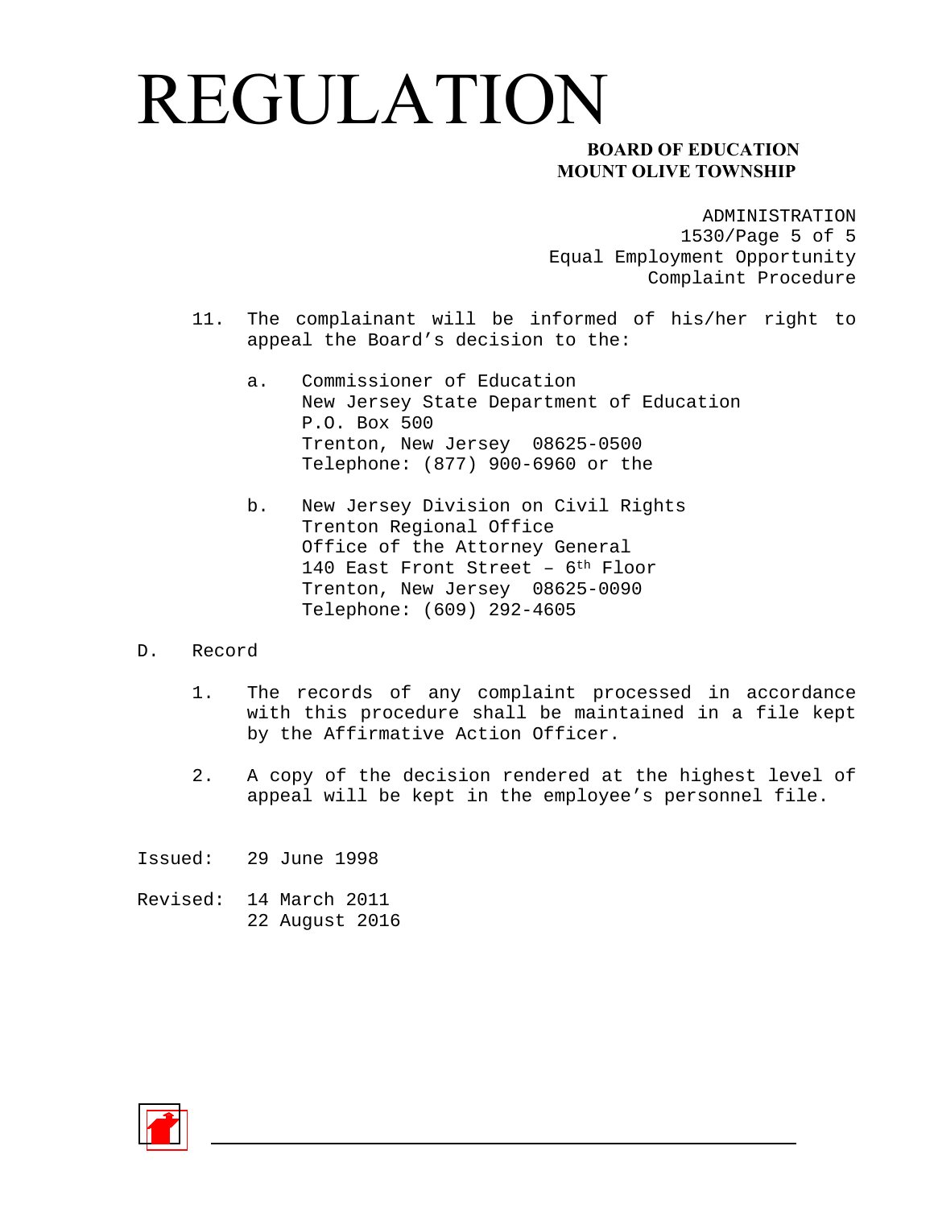11. The complainant will be informed of his/her right to appeal the Board's decision to the:

    a. Commissioner of Education
       New Jersey State Department of Education
       P.O. Box 500
       Trenton, New Jersey 08625-0500
       Telephone: (877) 900-6960 or the

    b. New Jersey Division on Civil Rights
       Trenton Regional Office
       Office of the Attorney General
       140 East Front Street – 6th Floor
       Trenton, New Jersey 08625-0090
       Telephone: (609) 292-4605

D. Record

1. The records of any complaint processed in accordance with this procedure shall be maintained in a file kept by the Affirmative Action Officer.

2. A copy of the decision rendered at the highest level of appeal will be kept in the employee's personnel file.

Issued: 29 June 1998

Revised: 14 March 2011
22 August 2016